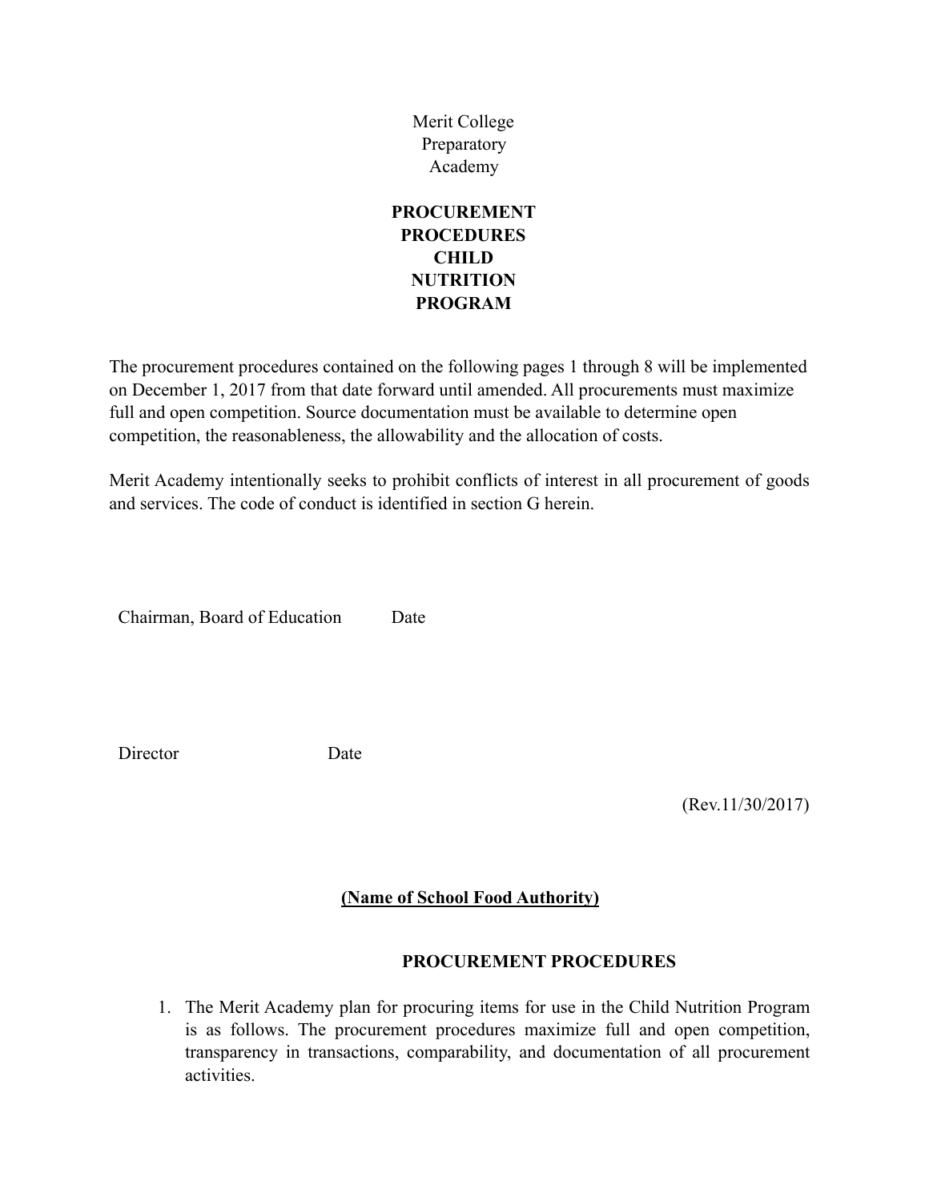Merit College Preparatory Academy

# PROCUREMENT PROCEDURES CHILD NUTRITION PROGRAM

The procurement procedures contained on the following pages 1 through 8 will be implemented on December 1, 2017 from that date forward until amended. All procurements must maximize full and open competition. Source documentation must be available to determine open competition, the reasonableness, the allowability and the allocation of costs.

Merit Academy intentionally seeks to prohibit conflicts of interest in all procurement of goods and services. The code of conduct is identified in section G herein.

Chairman, Board of Education Date

Director Date

(Rev.11/30/2017)

**(Name of School Food Authority)**

## PROCUREMENT PROCEDURES

1. The Merit Academy plan for procuring items for use in the Child Nutrition Program is as follows. The procurement procedures maximize full and open competition, transparency in transactions, comparability, and documentation of all procurement activities.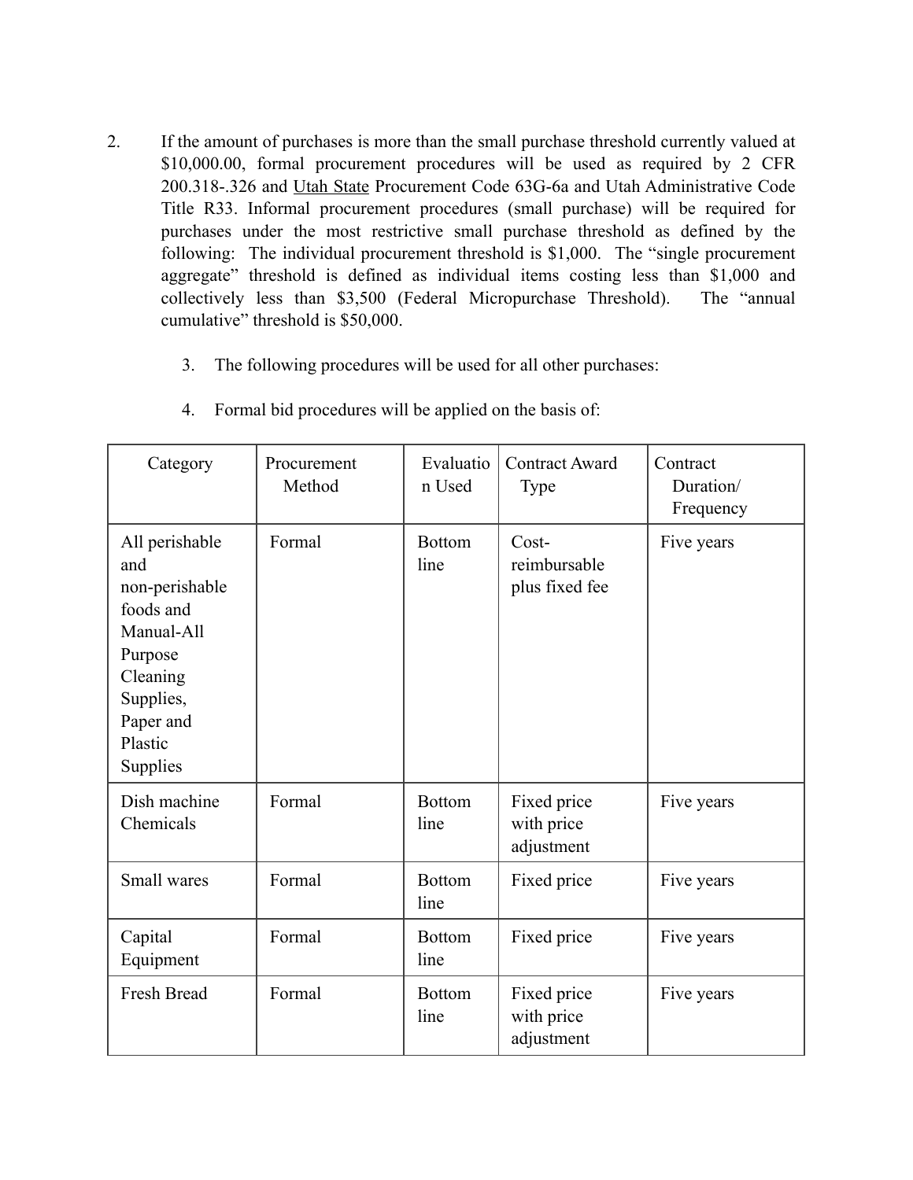2. If the amount of purchases is more than the small purchase threshold currently valued at $10,000.00, formal procurement procedures will be used as required by 2 CFR 200.318-.326 and Utah State Procurement Code 63G-6a and Utah Administrative Code Title R33. Informal procurement procedures (small purchase) will be required for purchases under the most restrictive small purchase threshold as defined by the following: The individual procurement threshold is $1,000. The "single procurement aggregate" threshold is defined as individual items costing less than $1,000 and collectively less than $3,500 (Federal Micropurchase Threshold). The "annual cumulative" threshold is $50,000.

3. The following procedures will be used for all other purchases:

4. Formal bid procedures will be applied on the basis of:

| Category | Procurement Method | Evaluation Used | Contract Award Type | Contract Duration/ Frequency |
|---|---|---|---|---|
| All perishable and non-perishable foods and Manual-All Purpose Cleaning Supplies, Paper and Plastic Supplies | Formal | Bottom line | Cost-reimbursable plus fixed fee | Five years |
| Dish machine Chemicals | Formal | Bottom line | Fixed price with price adjustment | Five years |
| Small wares | Formal | Bottom line | Fixed price | Five years |
| Capital Equipment | Formal | Bottom line | Fixed price | Five years |
| Fresh Bread | Formal | Bottom line | Fixed price with price adjustment | Five years |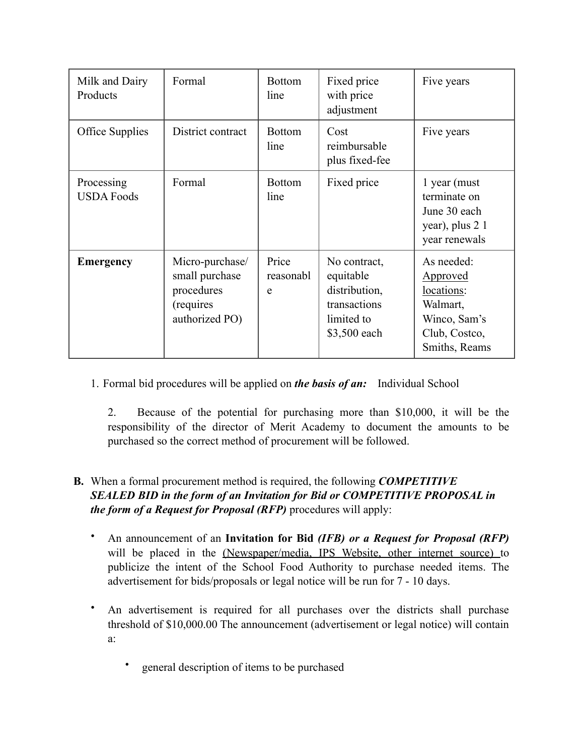| Milk and Dairy Products | Formal | Bottom line | Fixed price with price adjustment | Five years |
|---|---|---|---|---|
| Office Supplies | District contract | Bottom line | Cost reimbursable plus fixed-fee | Five years |
| Processing USDA Foods | Formal | Bottom line | Fixed price | 1 year (must terminate on June 30 each year), plus 2 1 year renewals |
| **Emergency** | Micro-purchase/ small purchase procedures (requires authorized PO) | Price reasonable | No contract, equitable distribution, transactions limited to $3,500 each | As needed: Approved locations: Walmart, Winco, Sam's Club, Costco, Smiths, Reams |

1. Formal bid procedures will be applied on ***the basis of an:*** Individual School

2. Because of the potential for purchasing more than $10,000, it will be the responsibility of the director of Merit Academy to document the amounts to be purchased so the correct method of procurement will be followed.

**B.** When a formal procurement method is required, the following ***COMPETITIVE SEALED BID in the form of an Invitation for Bid or COMPETITIVE PROPOSAL in the form of a Request for Proposal (RFP)*** procedures will apply:

- An announcement of an **Invitation for Bid *(IFB) or a Request for Proposal (RFP)*** will be placed in the (Newspaper/media, IPS Website, other internet source) to publicize the intent of the School Food Authority to purchase needed items. The advertisement for bids/proposals or legal notice will be run for 7 - 10 days.

- An advertisement is required for all purchases over the districts shall purchase threshold of $10,000.00 The announcement (advertisement or legal notice) will contain a:

  - general description of items to be purchased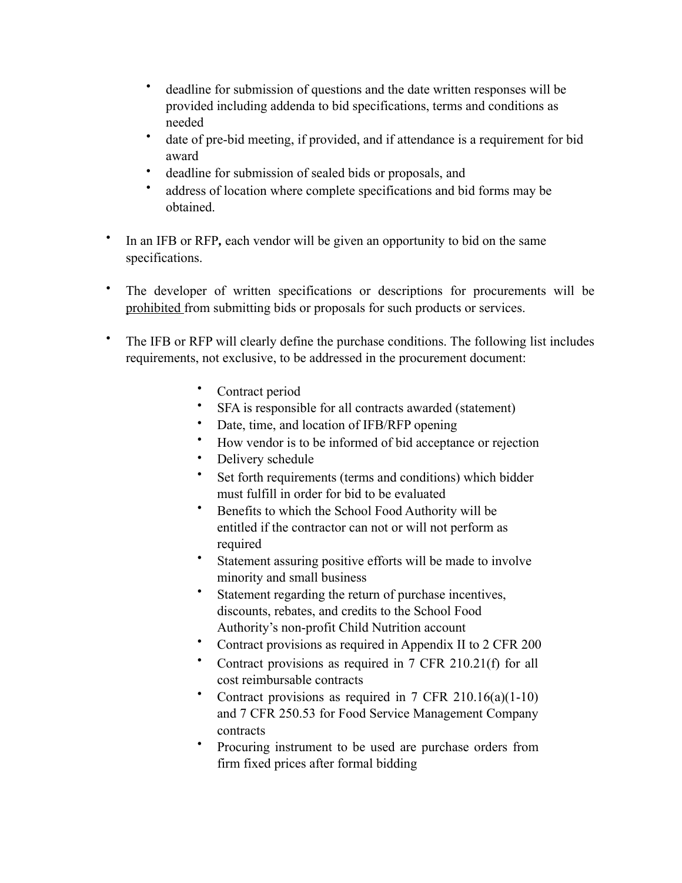- deadline for submission of questions and the date written responses will be provided including addenda to bid specifications, terms and conditions as needed
  - date of pre-bid meeting, if provided, and if attendance is a requirement for bid award
  - deadline for submission of sealed bids or proposals, and
  - address of location where complete specifications and bid forms may be obtained.

- In an IFB or RFP**,** each vendor will be given an opportunity to bid on the same specifications.

- The developer of written specifications or descriptions for procurements will be <u>prohibited</u> from submitting bids or proposals for such products or services.

- The IFB or RFP will clearly define the purchase conditions. The following list includes requirements, not exclusive, to be addressed in the procurement document:

  - Contract period
  - SFA is responsible for all contracts awarded (statement)
  - Date, time, and location of IFB/RFP opening
  - How vendor is to be informed of bid acceptance or rejection
  - Delivery schedule
  - Set forth requirements (terms and conditions) which bidder must fulfill in order for bid to be evaluated
  - Benefits to which the School Food Authority will be entitled if the contractor can not or will not perform as required
  - Statement assuring positive efforts will be made to involve minority and small business
  - Statement regarding the return of purchase incentives, discounts, rebates, and credits to the School Food Authority's non-profit Child Nutrition account
  - Contract provisions as required in Appendix II to 2 CFR 200
  - Contract provisions as required in 7 CFR 210.21(f) for all cost reimbursable contracts
  - Contract provisions as required in 7 CFR 210.16(a)(1-10) and 7 CFR 250.53 for Food Service Management Company contracts
  - Procuring instrument to be used are purchase orders from firm fixed prices after formal bidding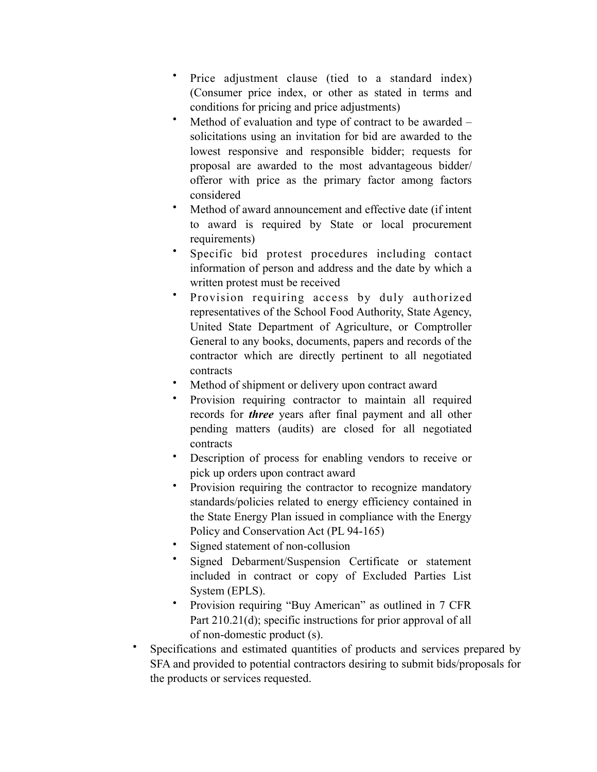- Price adjustment clause (tied to a standard index) (Consumer price index, or other as stated in terms and conditions for pricing and price adjustments)
  - Method of evaluation and type of contract to be awarded – solicitations using an invitation for bid are awarded to the lowest responsive and responsible bidder; requests for proposal are awarded to the most advantageous bidder/ offeror with price as the primary factor among factors considered
  - Method of award announcement and effective date (if intent to award is required by State or local procurement requirements)
  - Specific bid protest procedures including contact information of person and address and the date by which a written protest must be received
  - Provision requiring access by duly authorized representatives of the School Food Authority, State Agency, United State Department of Agriculture, or Comptroller General to any books, documents, papers and records of the contractor which are directly pertinent to all negotiated contracts
  - Method of shipment or delivery upon contract award
  - Provision requiring contractor to maintain all required records for ***three*** years after final payment and all other pending matters (audits) are closed for all negotiated contracts
  - Description of process for enabling vendors to receive or pick up orders upon contract award
  - Provision requiring the contractor to recognize mandatory standards/policies related to energy efficiency contained in the State Energy Plan issued in compliance with the Energy Policy and Conservation Act (PL 94-165)
  - Signed statement of non-collusion
  - Signed Debarment/Suspension Certificate or statement included in contract or copy of Excluded Parties List System (EPLS).
  - Provision requiring "Buy American" as outlined in 7 CFR Part 210.21(d); specific instructions for prior approval of all of non-domestic product (s).
- Specifications and estimated quantities of products and services prepared by SFA and provided to potential contractors desiring to submit bids/proposals for the products or services requested.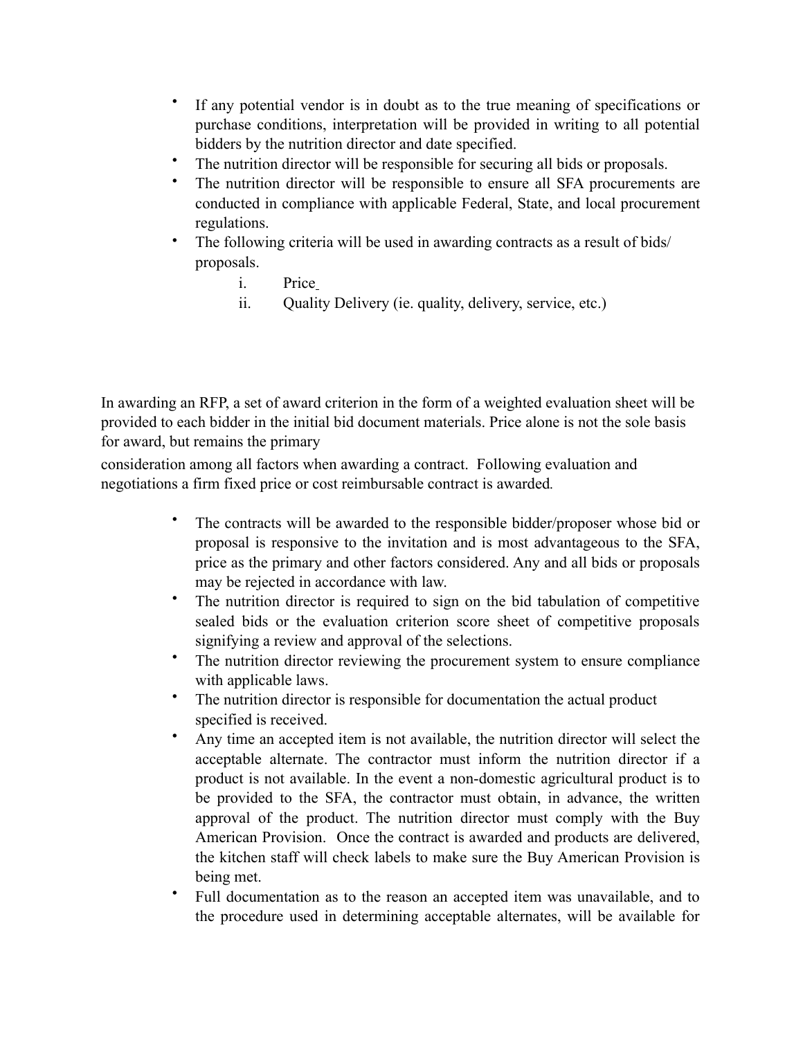- If any potential vendor is in doubt as to the true meaning of specifications or purchase conditions, interpretation will be provided in writing to all potential bidders by the nutrition director and date specified.
- The nutrition director will be responsible for securing all bids or proposals.
- The nutrition director will be responsible to ensure all SFA procurements are conducted in compliance with applicable Federal, State, and local procurement regulations.
- The following criteria will be used in awarding contracts as a result of bids/ proposals.
    i. Price
    ii. Quality Delivery (ie. quality, delivery, service, etc.)

In awarding an RFP, a set of award criterion in the form of a weighted evaluation sheet will be provided to each bidder in the initial bid document materials. Price alone is not the sole basis for award, but remains the primary consideration among all factors when awarding a contract. Following evaluation and negotiations a firm fixed price or cost reimbursable contract is awarded.

- The contracts will be awarded to the responsible bidder/proposer whose bid or proposal is responsive to the invitation and is most advantageous to the SFA, price as the primary and other factors considered. Any and all bids or proposals may be rejected in accordance with law.
- The nutrition director is required to sign on the bid tabulation of competitive sealed bids or the evaluation criterion score sheet of competitive proposals signifying a review and approval of the selections.
- The nutrition director reviewing the procurement system to ensure compliance with applicable laws.
- The nutrition director is responsible for documentation the actual product specified is received.
- Any time an accepted item is not available, the nutrition director will select the acceptable alternate. The contractor must inform the nutrition director if a product is not available. In the event a non-domestic agricultural product is to be provided to the SFA, the contractor must obtain, in advance, the written approval of the product. The nutrition director must comply with the Buy American Provision. Once the contract is awarded and products are delivered, the kitchen staff will check labels to make sure the Buy American Provision is being met.
- Full documentation as to the reason an accepted item was unavailable, and to the procedure used in determining acceptable alternates, will be available for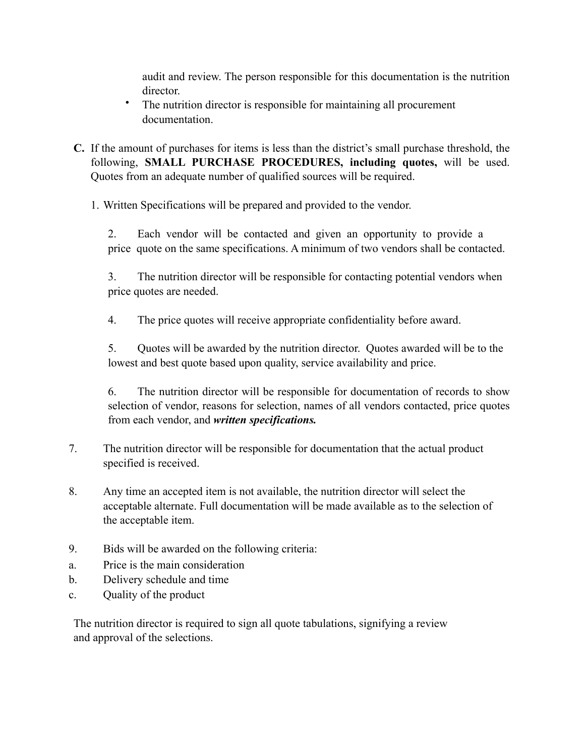audit and review. The person responsible for this documentation is the nutrition director.

- The nutrition director is responsible for maintaining all procurement documentation.

**C.** If the amount of purchases for items is less than the district's small purchase threshold, the following, **SMALL PURCHASE PROCEDURES, including quotes,** will be used. Quotes from an adequate number of qualified sources will be required.

1. Written Specifications will be prepared and provided to the vendor.

2. Each vendor will be contacted and given an opportunity to provide a price quote on the same specifications. A minimum of two vendors shall be contacted.

3. The nutrition director will be responsible for contacting potential vendors when price quotes are needed.

4. The price quotes will receive appropriate confidentiality before award.

5. Quotes will be awarded by the nutrition director. Quotes awarded will be to the lowest and best quote based upon quality, service availability and price.

6. The nutrition director will be responsible for documentation of records to show selection of vendor, reasons for selection, names of all vendors contacted, price quotes from each vendor, and ***written specifications.***

7. The nutrition director will be responsible for documentation that the actual product specified is received.

8. Any time an accepted item is not available, the nutrition director will select the acceptable alternate. Full documentation will be made available as to the selection of the acceptable item.

9. Bids will be awarded on the following criteria:

a. Price is the main consideration
b. Delivery schedule and time
c. Quality of the product

The nutrition director is required to sign all quote tabulations, signifying a review and approval of the selections.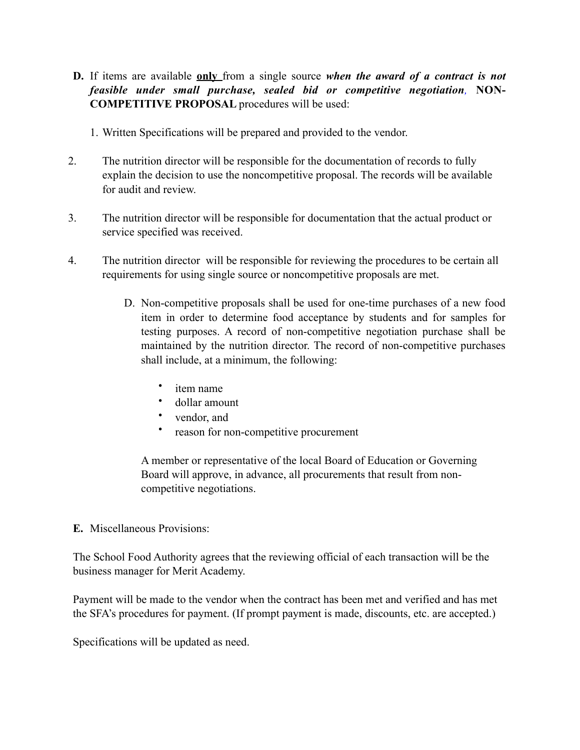**D.** If items are available <u>**only**</u> from a single source ***when the award of a contract is not feasible under small purchase, sealed bid or competitive negotiation***, **NON-COMPETITIVE PROPOSAL** procedures will be used:

1. Written Specifications will be prepared and provided to the vendor.

2. The nutrition director will be responsible for the documentation of records to fully explain the decision to use the noncompetitive proposal. The records will be available for audit and review.

3. The nutrition director will be responsible for documentation that the actual product or service specified was received.

4. The nutrition director will be responsible for reviewing the procedures to be certain all requirements for using single source or noncompetitive proposals are met.

D. Non-competitive proposals shall be used for one-time purchases of a new food item in order to determine food acceptance by students and for samples for testing purposes. A record of non-competitive negotiation purchase shall be maintained by the nutrition director. The record of non-competitive purchases shall include, at a minimum, the following:

- item name
- dollar amount
- vendor, and
- reason for non-competitive procurement

A member or representative of the local Board of Education or Governing Board will approve, in advance, all procurements that result from non-competitive negotiations.

**E.** Miscellaneous Provisions:

The School Food Authority agrees that the reviewing official of each transaction will be the business manager for Merit Academy.

Payment will be made to the vendor when the contract has been met and verified and has met the SFA's procedures for payment. (If prompt payment is made, discounts, etc. are accepted.)

Specifications will be updated as need.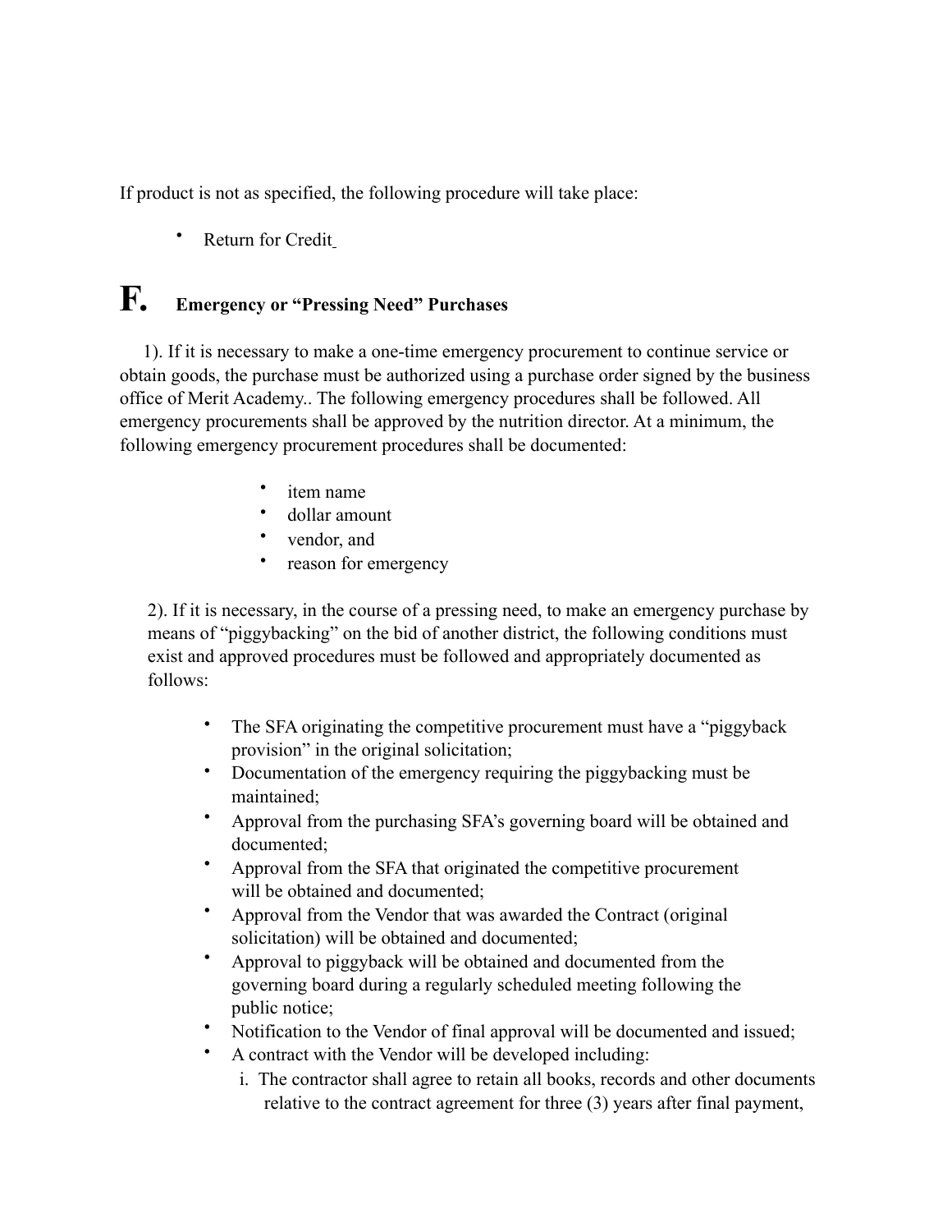If product is not as specified, the following procedure will take place:

- Return for Credit

## F. Emergency or "Pressing Need" Purchases

1). If it is necessary to make a one-time emergency procurement to continue service or obtain goods, the purchase must be authorized using a purchase order signed by the business office of Merit Academy.. The following emergency procedures shall be followed. All emergency procurements shall be approved by the nutrition director. At a minimum, the following emergency procurement procedures shall be documented:

- item name
- dollar amount
- vendor, and
- reason for emergency

2). If it is necessary, in the course of a pressing need, to make an emergency purchase by means of "piggybacking" on the bid of another district, the following conditions must exist and approved procedures must be followed and appropriately documented as follows:

- The SFA originating the competitive procurement must have a "piggyback provision" in the original solicitation;
- Documentation of the emergency requiring the piggybacking must be maintained;
- Approval from the purchasing SFA's governing board will be obtained and documented;
- Approval from the SFA that originated the competitive procurement will be obtained and documented;
- Approval from the Vendor that was awarded the Contract (original solicitation) will be obtained and documented;
- Approval to piggyback will be obtained and documented from the governing board during a regularly scheduled meeting following the public notice;
- Notification to the Vendor of final approval will be documented and issued;
- A contract with the Vendor will be developed including:
  i. The contractor shall agree to retain all books, records and other documents relative to the contract agreement for three (3) years after final payment,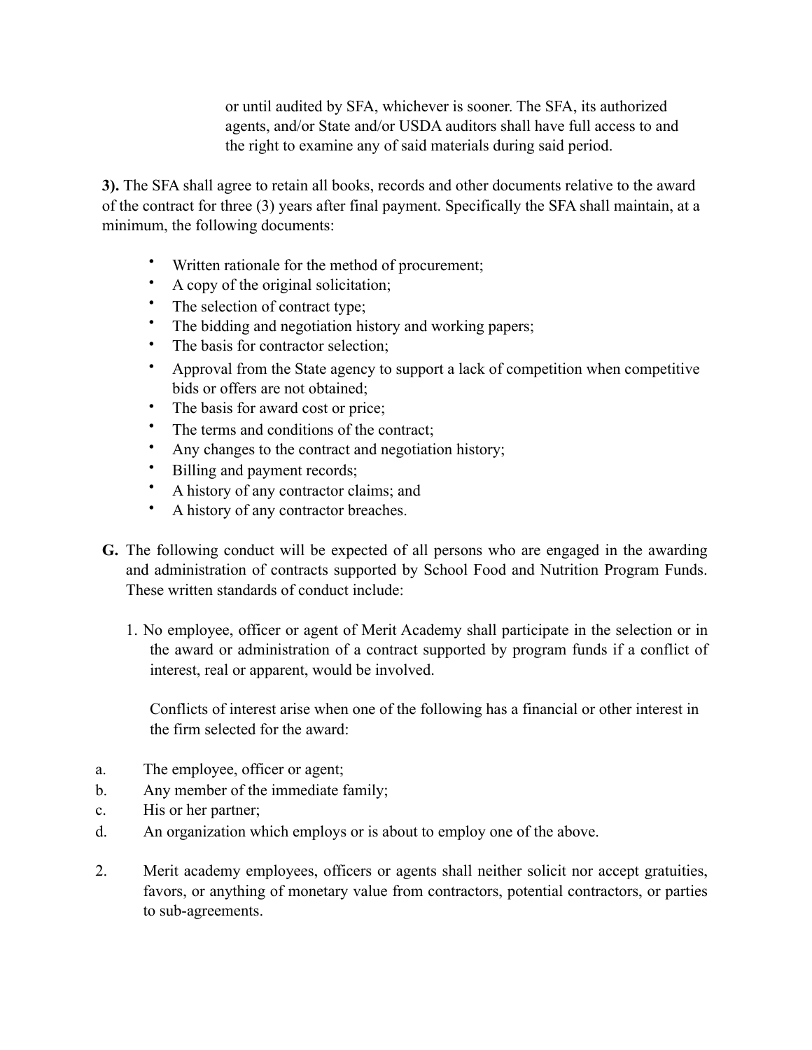or until audited by SFA, whichever is sooner. The SFA, its authorized agents, and/or State and/or USDA auditors shall have full access to and the right to examine any of said materials during said period.

**3).** The SFA shall agree to retain all books, records and other documents relative to the award of the contract for three (3) years after final payment. Specifically the SFA shall maintain, at a minimum, the following documents:

- Written rationale for the method of procurement;
- A copy of the original solicitation;
- The selection of contract type;
- The bidding and negotiation history and working papers;
- The basis for contractor selection;
- Approval from the State agency to support a lack of competition when competitive bids or offers are not obtained;
- The basis for award cost or price;
- The terms and conditions of the contract;
- Any changes to the contract and negotiation history;
- Billing and payment records;
- A history of any contractor claims; and
- A history of any contractor breaches.

**G.** The following conduct will be expected of all persons who are engaged in the awarding and administration of contracts supported by School Food and Nutrition Program Funds. These written standards of conduct include:

1. No employee, officer or agent of Merit Academy shall participate in the selection or in the award or administration of a contract supported by program funds if a conflict of interest, real or apparent, would be involved.

   Conflicts of interest arise when one of the following has a financial or other interest in the firm selected for the award:

a. The employee, officer or agent;
b. Any member of the immediate family;
c. His or her partner;
d. An organization which employs or is about to employ one of the above.

2. Merit academy employees, officers or agents shall neither solicit nor accept gratuities, favors, or anything of monetary value from contractors, potential contractors, or parties to sub-agreements.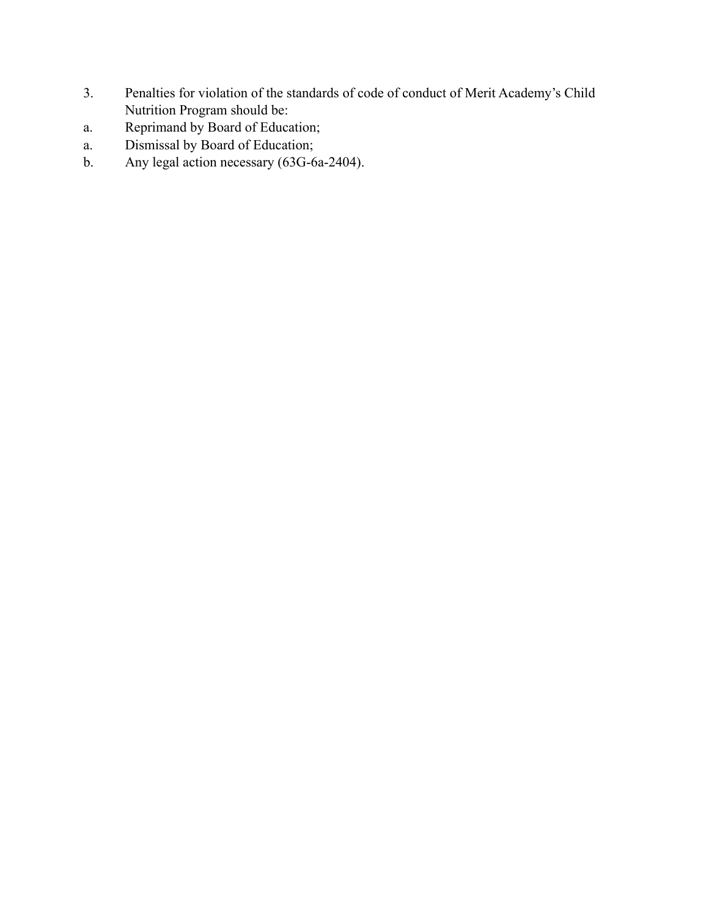3. Penalties for violation of the standards of code of conduct of Merit Academy's Child Nutrition Program should be:

a. Reprimand by Board of Education;

a. Dismissal by Board of Education;

b. Any legal action necessary (63G-6a-2404).